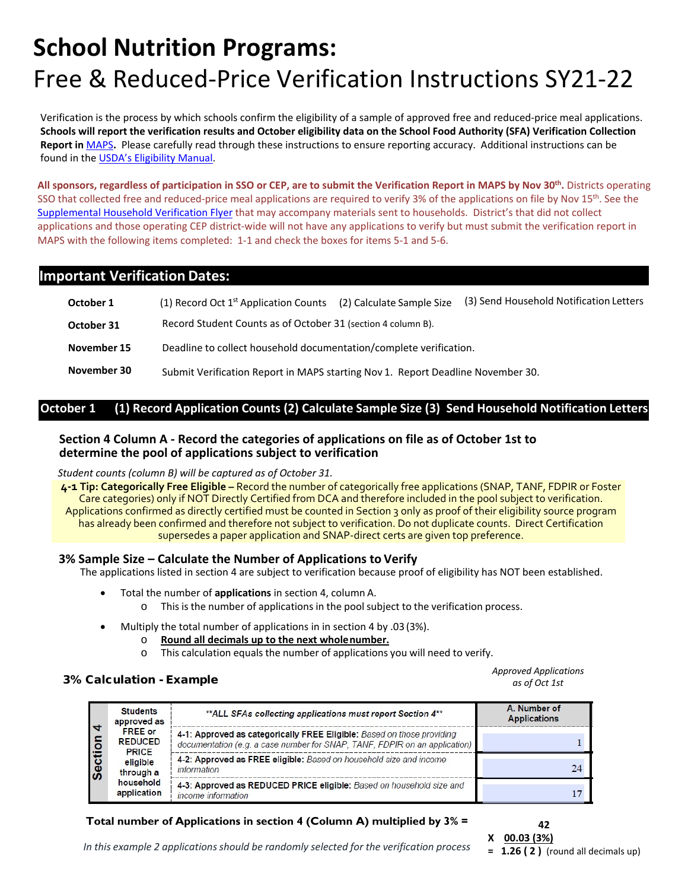# School Nutrition Programs:

# Free & Reduced-Price Verification Instructions SY21-22

Verification is the process by which schools confirm the eligibility of a sample of approved free and reduced-price meal applications. **Schools will report the verification results and October eligibility data on the School Food Authority (SFA) Verification Collection Report in MAPS.** Please carefully read through these instructions to ensure reporting accuracy. Additional instructions can be found in the USDA's Eligibility Manual.

**All sponsors, regardless of participation in SSO or CEP, are to submit the Verification Report in MAPS by Nov 30th.** Districts operating SSO that collected free and reduced-price meal applications are required to verify 3% of the applications on file by Nov 15th. See the Supplemental Household Verification Flyer that may accompany materials sent to households. District's that did not collect applications and those operating CEP district-wide will not have any applications to verify but must submit the verification report in MAPS with the following items completed: 1-1 and check the boxes for items 5-1 and 5-6.

## Important Verification Dates:

| | |
|---|---|
| **October 1** | (1) Record Oct 1st Application Counts (2) Calculate Sample Size (3) Send Household Notification Letters |
| **October 31** | Record Student Counts as of October 31 (section 4 column B). |
| **November 15** | Deadline to collect household documentation/complete verification. |
| **November 30** | Submit Verification Report in MAPS starting Nov 1. Report Deadline November 30. |

## October 1 (1) Record Application Counts (2) Calculate Sample Size (3) Send Household Notification Letters

### Section 4 Column A - Record the categories of applications on file as of October 1st to determine the pool of applications subject to verification

*Student counts (column B) will be captured as of October 31.*

**4-1 Tip: Categorically Free Eligible –** Record the number of categorically free applications (SNAP, TANF, FDPIR or Foster Care categories) only if NOT Directly Certified from DCA and therefore included in the pool subject to verification. Applications confirmed as directly certified must be counted in Section 3 only as proof of their eligibility source program has already been confirmed and therefore not subject to verification. Do not duplicate counts. Direct Certification supersedes a paper application and SNAP-direct certs are given top preference.

### 3% Sample Size – Calculate the Number of Applications to Verify

The applications listed in section 4 are subject to verification because proof of eligibility has NOT been established.

- Total the number of **applications** in section 4, column A.
  - This is the number of applications in the pool subject to the verification process.
- Multiply the total number of applications in in section 4 by .03 (3%).
  - **Round all decimals up to the next whole number.**
  - This calculation equals the number of applications you will need to verify.

### 3% Calculation - Example

*Approved Applications as of Oct 1st*

| Section 4 | Students approved as FREE or REDUCED PRICE eligible through a household application | **ALL SFAs collecting applications must report Section 4** | A. Number of Applications |
|---|---|---|---|
| | | **4-1: Approved as categorically FREE Eligible:** *Based on those providing documentation (e.g. a case number for SNAP, TANF, FDPIR on an application)* | 1 |
| | | **4-2: Approved as FREE eligible:** *Based on household size and income information* | 24 |
| | | **4-3: Approved as REDUCED PRICE eligible:** *Based on household size and income information* | 17 |

**Total number of Applications in section 4 (Column A) multiplied by 3% =**

42
X 00.03 (3%)
= **1.26 ( 2 )** (round all decimals up)

*In this example 2 applications should be randomly selected for the verification process*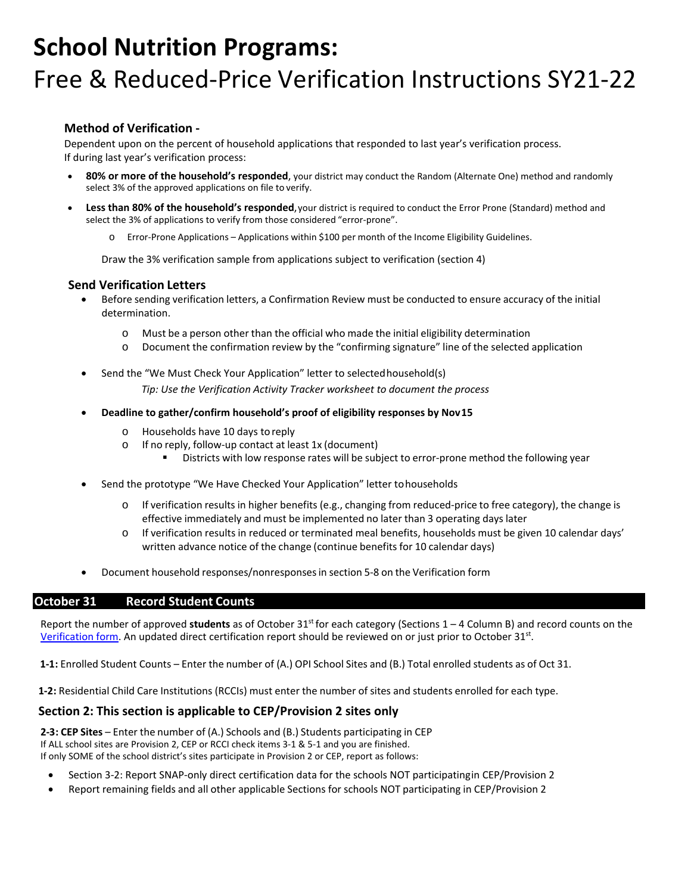# School Nutrition Programs:

## Free & Reduced-Price Verification Instructions SY21-22

### Method of Verification -

Dependent upon on the percent of household applications that responded to last year's verification process. If during last year's verification process:

- **80% or more of the household's responded**, your district may conduct the Random (Alternate One) method and randomly select 3% of the approved applications on file to verify.
- **Less than 80% of the household's responded**, your district is required to conduct the Error Prone (Standard) method and select the 3% of applications to verify from those considered "error-prone".
  - Error-Prone Applications – Applications within $100 per month of the Income Eligibility Guidelines.

Draw the 3% verification sample from applications subject to verification (section 4)

### Send Verification Letters

- Before sending verification letters, a Confirmation Review must be conducted to ensure accuracy of the initial determination.
  - Must be a person other than the official who made the initial eligibility determination
  - Document the confirmation review by the "confirming signature" line of the selected application
- Send the "We Must Check Your Application" letter to selected household(s)
  *Tip: Use the Verification Activity Tracker worksheet to document the process*
- **Deadline to gather/confirm household's proof of eligibility responses by Nov15**
  - Households have 10 days to reply
  - If no reply, follow-up contact at least 1x (document)
    - Districts with low response rates will be subject to error-prone method the following year
- Send the prototype "We Have Checked Your Application" letter to households
  - If verification results in higher benefits (e.g., changing from reduced-price to free category), the change is effective immediately and must be implemented no later than 3 operating days later
  - If verification results in reduced or terminated meal benefits, households must be given 10 calendar days' written advance notice of the change (continue benefits for 10 calendar days)
- Document household responses/nonresponses in section 5-8 on the Verification form

## October 31 Record Student Counts

Report the number of approved **students** as of October 31st for each category (Sections 1 – 4 Column B) and record counts on the Verification form. An updated direct certification report should be reviewed on or just prior to October 31st.

**1-1:** Enrolled Student Counts – Enter the number of (A.) OPI School Sites and (B.) Total enrolled students as of Oct 31.

**1-2:** Residential Child Care Institutions (RCCIs) must enter the number of sites and students enrolled for each type.

### Section 2: This section is applicable to CEP/Provision 2 sites only

**2-3: CEP Sites** – Enter the number of (A.) Schools and (B.) Students participating in CEP
If ALL school sites are Provision 2, CEP or RCCI check items 3-1 & 5-1 and you are finished.
If only SOME of the school district's sites participate in Provision 2 or CEP, report as follows:

- Section 3-2: Report SNAP-only direct certification data for the schools NOT participating in CEP/Provision 2
- Report remaining fields and all other applicable Sections for schools NOT participating in CEP/Provision 2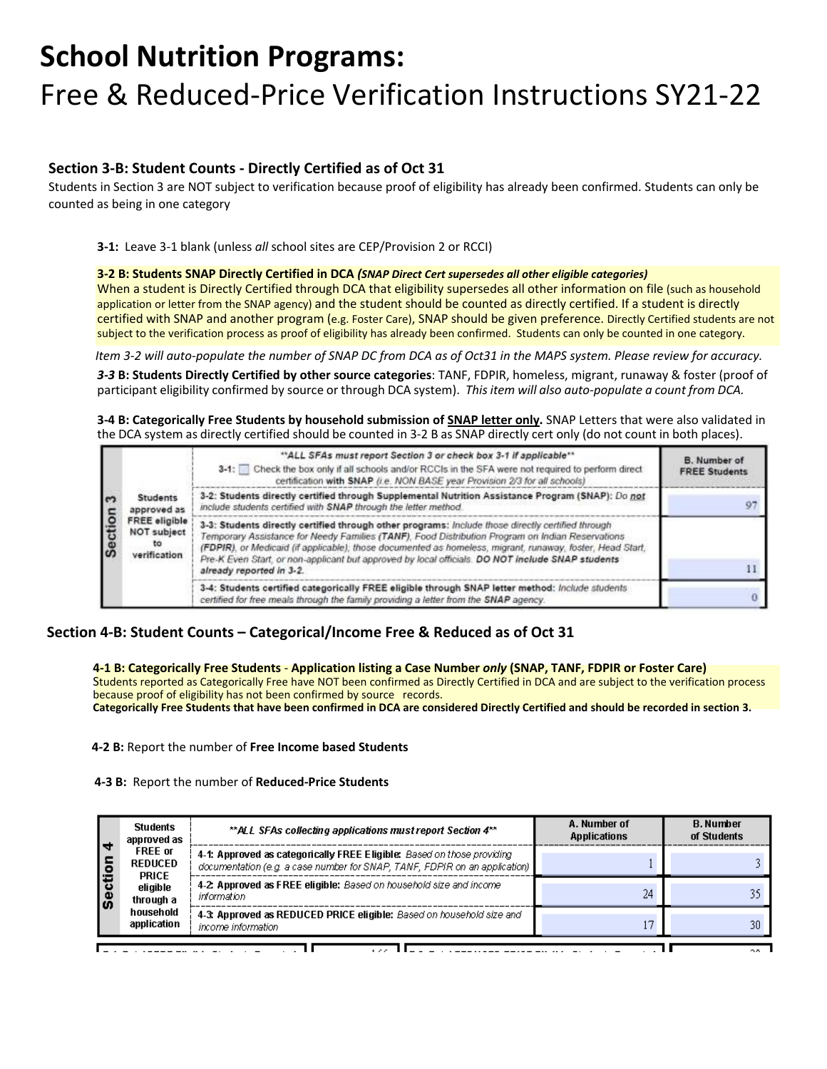# School Nutrition Programs:

Free & Reduced-Price Verification Instructions SY21-22

### Section 3-B: Student Counts - Directly Certified as of Oct 31

Students in Section 3 are NOT subject to verification because proof of eligibility has already been confirmed. Students can only be counted as being in one category

**3-1:** Leave 3-1 blank (unless *all* school sites are CEP/Provision 2 or RCCI)

**3-2 B: Students SNAP Directly Certified in DCA** ***(SNAP Direct Cert supersedes all other eligible categories)***
When a student is Directly Certified through DCA that eligibility supersedes all other information on file (such as household application or letter from the SNAP agency) and the student should be counted as directly certified. If a student is directly certified with SNAP and another program (e.g. Foster Care), SNAP should be given preference. Directly Certified students are not subject to the verification process as proof of eligibility has already been confirmed. Students can only be counted in one category.

*Item 3-2 will auto-populate the number of SNAP DC from DCA as of Oct31 in the MAPS system. Please review for accuracy.*

***3-3*** **B: Students Directly Certified by other source categories**: TANF, FDPIR, homeless, migrant, runaway & foster (proof of participant eligibility confirmed by source or through DCA system). *This item will also auto-populate a count from DCA.*

**3-4 B: Categorically Free Students by household submission of SNAP letter only.** SNAP Letters that were also validated in the DCA system as directly certified should be counted in 3-2 B as SNAP directly cert only (do not count in both places).

| | | \*\*ALL SFAs must report Section 3 or check box 3-1 if applicable\*\* 3-1: ☐ Check the box only if all schools and/or RCCIs in the SFA were not required to perform direct certification **with SNAP** *(i.e. NON BASE year Provision 2/3 for all schools)* | B. Number of FREE Students |
|---|---|---|---|
| Section 3 | Students approved as FREE eligible NOT subject to verification | **3-2: Students directly certified through Supplemental Nutrition Assistance Program (SNAP):** *Do not include students certified with SNAP through the letter method.* | 97 |
| | | **3-3: Students directly certified through other programs:** *Include those directly certified through Temporary Assistance for Needy Families (TANF), Food Distribution Program on Indian Reservations (FDPIR), or Medicaid (if applicable); those documented as homeless, migrant, runaway, foster, Head Start, Pre-K Even Start, or non-applicant but approved by local officials.* **DO NOT include SNAP students already reported in 3-2.** | 11 |
| | | **3-4: Students certified categorically FREE eligible through SNAP letter method:** *Include students certified for free meals through the family providing a letter from the SNAP agency.* | 0 |

### Section 4-B: Student Counts – Categorical/Income Free & Reduced as of Oct 31

**4-1 B: Categorically Free Students - Application listing a Case Number *only* (SNAP, TANF, FDPIR or Foster Care)**
Students reported as Categorically Free have NOT been confirmed as Directly Certified in DCA and are subject to the verification process because proof of eligibility has not been confirmed by source records.
**Categorically Free Students that have been confirmed in DCA are considered Directly Certified and should be recorded in section 3.**

**4-2 B:** Report the number of **Free Income based Students**

**4-3 B:** Report the number of **Reduced-Price Students**

| | Students approved as FREE or REDUCED PRICE eligible through a household application | *\*\*ALL SFAs collecting applications must report Section 4\*\** | A. Number of Applications | B. Number of Students |
|---|---|---|---|---|
| Section 4 | | **4-1: Approved as categorically FREE Eligible:** *Based on those providing documentation (e.g. a case number for SNAP, TANF, FDPIR on an application)* | 1 | 3 |
| | | **4-2: Approved as FREE eligible:** *Based on household size and income information* | 24 | 35 |
| | | **4-3: Approved as REDUCED PRICE eligible:** *Based on household size and income information* | 17 | 30 |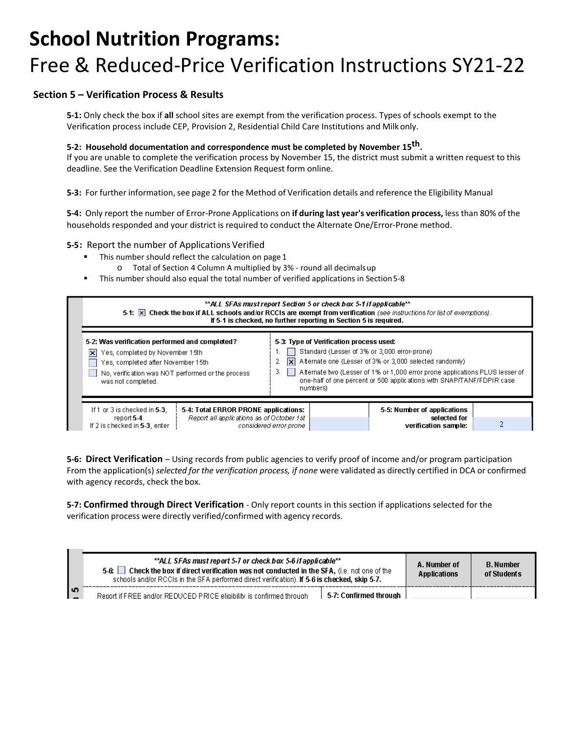# School Nutrition Programs:

Free & Reduced-Price Verification Instructions SY21-22

### Section 5 – Verification Process & Results

**5-1:** Only check the box if **all** school sites are exempt from the verification process. Types of schools exempt to the Verification process include CEP, Provision 2, Residential Child Care Institutions and Milk only.

**5-2: Household documentation and correspondence must be completed by November 15th.**
If you are unable to complete the verification process by November 15, the district must submit a written request to this deadline. See the Verification Deadline Extension Request form online.

**5-3:** For further information, see page 2 for the Method of Verification details and reference the Eligibility Manual

**5-4:** Only report the number of Error-Prone Applications on **if during last year's verification process,** less than 80% of the households responded and your district is required to conduct the Alternate One/Error-Prone method.

**5-5:** Report the number of Applications Verified

- This number should reflect the calculation on page 1
  - o Total of Section 4 Column A multiplied by 3% - round all decimals up
- This number should also equal the total number of verified applications in Section 5-8

***ALL SFAs must report Section 5 or check box 5-1 if applicable***

5-1: [x] **Check the box if ALL schools and/or RCCIs are exempt from verification** *(see instructions for list of exemptions).* **If 5-1 is checked, no further reporting in Section 5 is required.**

| 5-2: Was verification performed and completed? | 5-3: Type of Verification process used: |
|---|---|
| [x] Yes, completed by November 15th<br>[ ] Yes, completed after November 15th<br>[ ] No, verification was NOT performed or the process was not completed. | 1. [ ] Standard (Lesser of 3% or 3,000 error-prone)<br>2. [x] Alternate one (Lesser of 3% or 3,000 selected randomly)<br>3. [ ] Alternate two (Lesser of 1% or 1,000 error prone applications PLUS lesser of one-half of one percent or 500 applications with SNAP/TANF/FDPIR case numbers) |

| If 1 or 3 is checked in 5-3, report 5-4. If 2 is checked in 5-3, enter | 5-4: Total ERROR PRONE applications: *Report all applications as of October 1st considered error prone* | | 5-5: Number of applications selected for verification sample: | 2 |
|---|---|---|---|---|

**5-6: Direct Verification** – Using records from public agencies to verify proof of income and/or program participation From the application(s) *selected for the verification process, if none* were validated as directly certified in DCA or confirmed with agency records, check the box.

**5-7: Confirmed through Direct Verification** - Only report counts in this section if applications selected for the verification process were directly verified/confirmed with agency records.

| ***ALL SFAs must report 5-7 or check box 5-6 if applicable***<br>5-6: [ ] **Check the box if direct verification was not conducted in the SFA,** (i.e. not one of the schools and/or RCCIs in the SFA performed direct verification). **If 5-6 is checked, skip 5-7.** | | A. Number of Applications | B. Number of Students |
|---|---|---|---|
| Report if FREE and/or REDUCED PRICE eligibility is confirmed through | 5-7: Confirmed through | | |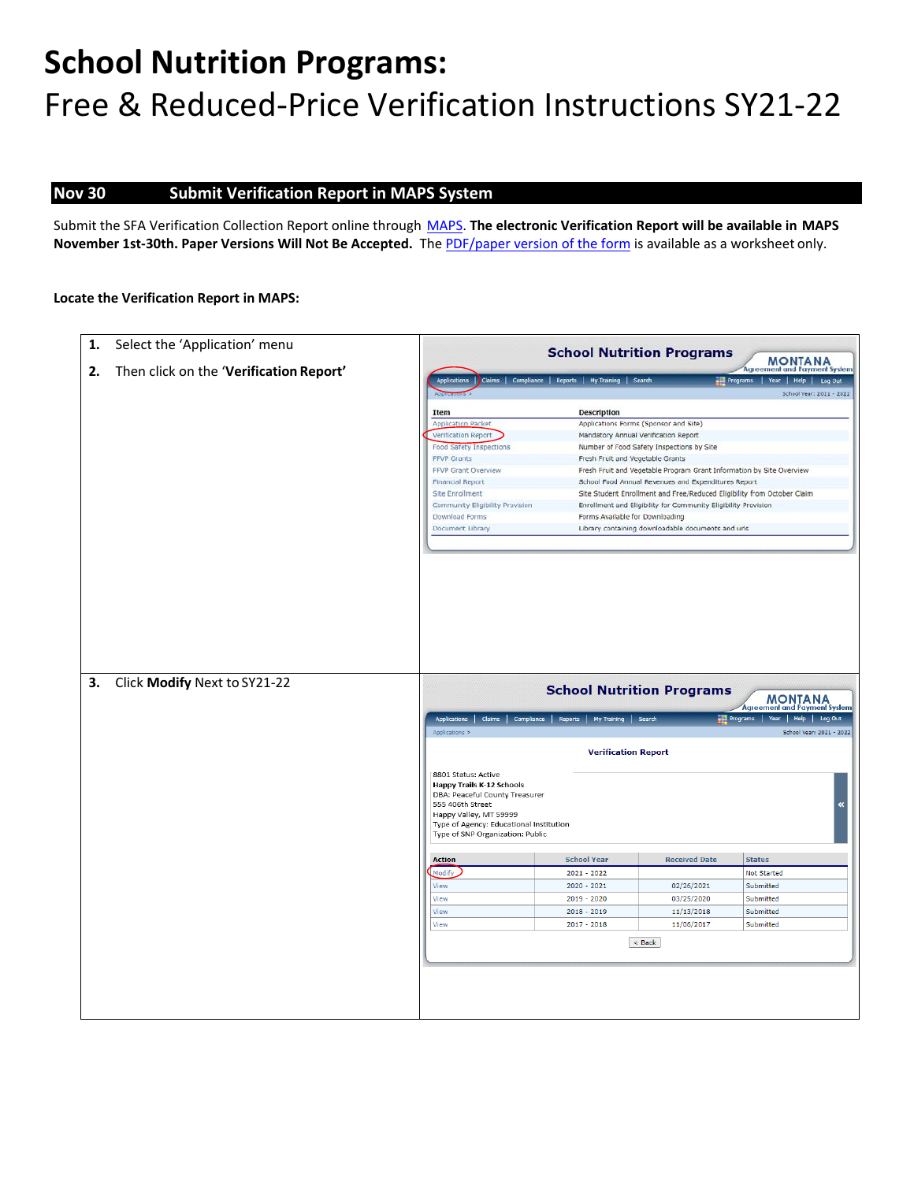# School Nutrition Programs:

Free & Reduced-Price Verification Instructions SY21-22

## Nov 30 Submit Verification Report in MAPS System

Submit the SFA Verification Collection Report online through MAPS. **The electronic Verification Report will be available in MAPS November 1st-30th. Paper Versions Will Not Be Accepted.** The PDF/paper version of the form is available as a worksheet only.

**Locate the Verification Report in MAPS:**

| | |
|---|---|
| **1.** Select the 'Application' menu<br>**2.** Then click on the '**Verification Report**' | |
| **3.** Click **Modify** Next to SY21-22 | |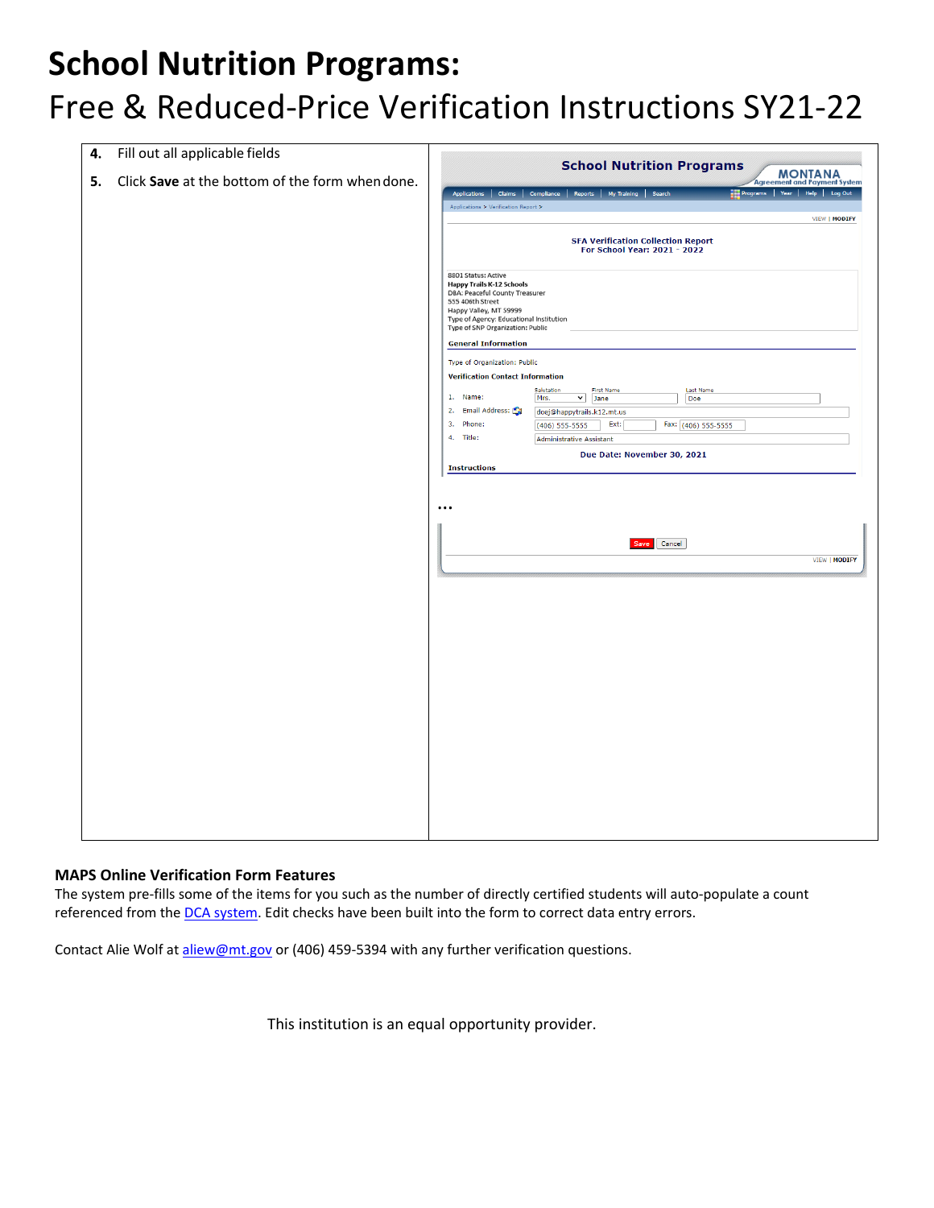# School Nutrition Programs:

Free & Reduced-Price Verification Instructions SY21-22

4. Fill out all applicable fields
5. Click **Save** at the bottom of the form when done.

### MAPS Online Verification Form Features

The system pre-fills some of the items for you such as the number of directly certified students will auto-populate a count referenced from the DCA system. Edit checks have been built into the form to correct data entry errors.

Contact Alie Wolf at aliew@mt.gov or (406) 459-5394 with any further verification questions.

This institution is an equal opportunity provider.